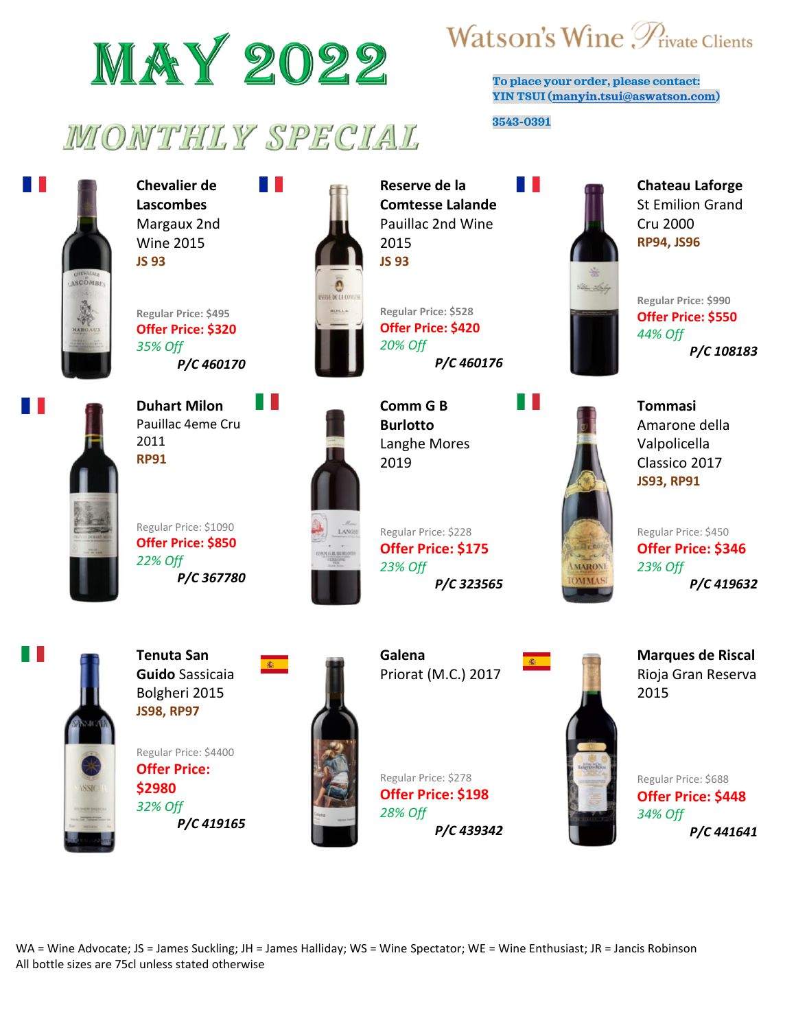# MAY 2022

## MONTHLY SPECIAL

Watson's Wine Private Clients

**To place your order, please contact:**
**YIN TSUI (manyin.tsui@aswatson.com)**

**3543-0391**

**Chevalier de Lascombes**
Margaux 2nd Wine 2015
**JS 93**

Regular Price: $495
**Offer Price: $320**
*35% Off*
***P/C 460170***

**Reserve de la Comtesse Lalande**
Pauillac 2nd Wine 2015
**JS 93**

Regular Price: $528
**Offer Price: $420**
*20% Off*
***P/C 460176***

**Chateau Laforge**
St Emilion Grand Cru 2000
**RP94, JS96**

Regular Price: $990
**Offer Price: $550**
*44% Off*
***P/C 108183***

**Duhart Milon**
Pauillac 4eme Cru 2011
**RP91**

Regular Price: $1090
**Offer Price: $850**
*22% Off*
***P/C 367780***

**Comm G B Burlotto**
Langhe Mores 2019

Regular Price: $228
**Offer Price: $175**
*23% Off*
***P/C 323565***

**Tommasi**
Amarone della Valpolicella Classico 2017
**JS93, RP91**

Regular Price: $450
**Offer Price: $346**
*23% Off*
***P/C 419632***

**Tenuta San Guido Sassicaia**
Bolgheri 2015
**JS98, RP97**

Regular Price: $4400
**Offer Price: $2980**
*32% Off*
***P/C 419165***

**Galena**
Priorat (M.C.) 2017

Regular Price: $278
**Offer Price: $198**
*28% Off*
***P/C 439342***

**Marques de Riscal**
Rioja Gran Reserva 2015

Regular Price: $688
**Offer Price: $448**
*34% Off*
***P/C 441641***

WA = Wine Advocate; JS = James Suckling; JH = James Halliday; WS = Wine Spectator; WE = Wine Enthusiast; JR = Jancis Robinson
All bottle sizes are 75cl unless stated otherwise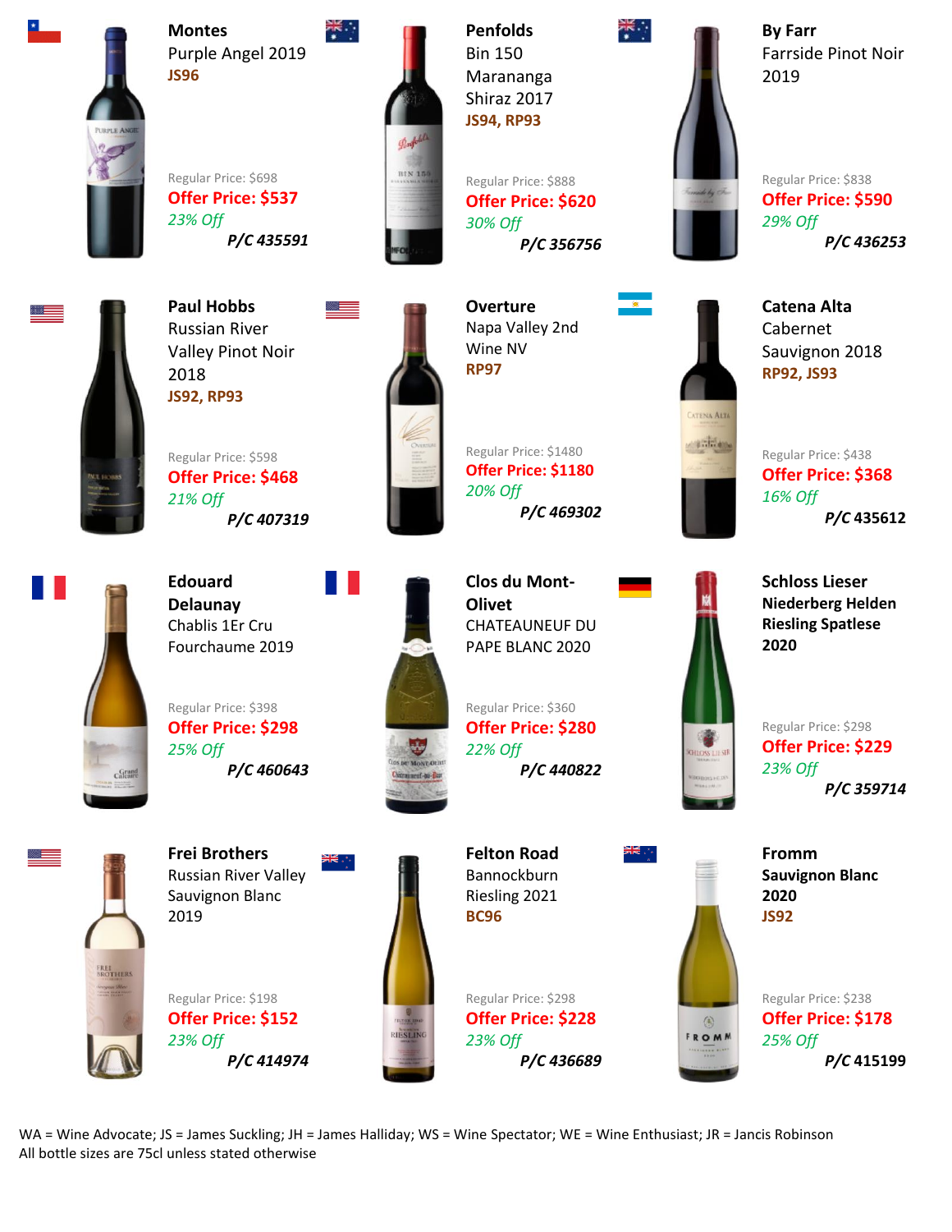**Montes**
Purple Angel 2019
**JS96**

Regular Price: $698
**Offer Price: $537**
*23% Off*
***P/C 435591***

**Penfolds**
Bin 150
Marananga
Shiraz 2017
**JS94, RP93**

Regular Price: $888
**Offer Price: $620**
*30% Off*
***P/C 356756***

**By Farr**
Farrside Pinot Noir
2019

Regular Price: $838
**Offer Price: $590**
*29% Off*
***P/C 436253***

**Paul Hobbs**
Russian River
Valley Pinot Noir
2018
**JS92, RP93**

Regular Price: $598
**Offer Price: $468**
*21% Off*
***P/C 407319***

**Overture**
Napa Valley 2nd
Wine NV
**RP97**

Regular Price: $1480
**Offer Price: $1180**
*20% Off*
***P/C 469302***

**Catena Alta**
Cabernet
Sauvignon 2018
**RP92, JS93**

Regular Price: $438
**Offer Price: $368**
*16% Off*
***P/C 435612***

**Edouard**
**Delaunay**
Chablis 1Er Cru
Fourchaume 2019

Regular Price: $398
**Offer Price: $298**
*25% Off*
***P/C 460643***

**Clos du Mont-**
**Olivet**
CHATEAUNEUF DU
PAPE BLANC 2020

Regular Price: $360
**Offer Price: $280**
*22% Off*
***P/C 440822***

**Schloss Lieser**
**Niederberg Helden**
**Riesling Spatlese**
**2020**

Regular Price: $298
**Offer Price: $229**
*23% Off*
***P/C 359714***

**Frei Brothers**
Russian River Valley
Sauvignon Blanc
2019

Regular Price: $198
**Offer Price: $152**
*23% Off*
***P/C 414974***

**Felton Road**
Bannockburn
Riesling 2021
**BC96**

Regular Price: $298
**Offer Price: $228**
*23% Off*
***P/C 436689***

**Fromm**
**Sauvignon Blanc**
**2020**
**JS92**

Regular Price: $238
**Offer Price: $178**
*25% Off*
***P/C 415199***

WA = Wine Advocate; JS = James Suckling; JH = James Halliday; WS = Wine Spectator; WE = Wine Enthusiast; JR = Jancis Robinson
All bottle sizes are 75cl unless stated otherwise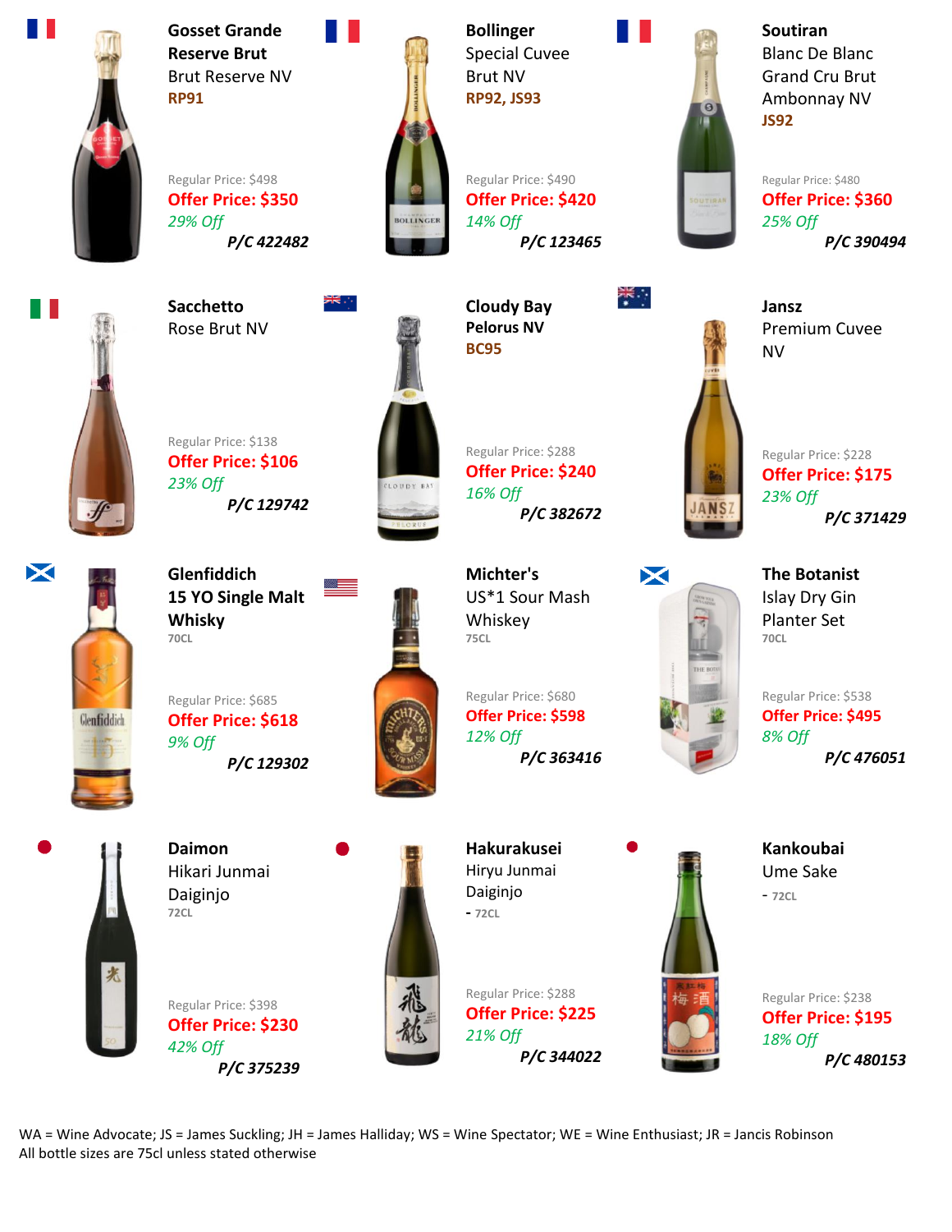**Gosset Grande Reserve Brut**
Brut Reserve NV
**RP91**

Regular Price: $498
**Offer Price: $350**
*29% Off*
***P/C 422482***

**Bollinger**
Special Cuvee
Brut NV
**RP92, JS93**

Regular Price: $490
**Offer Price: $420**
*14% Off*
***P/C 123465***

**Soutiran**
Blanc De Blanc
Grand Cru Brut
Ambonnay NV
**JS92**

Regular Price: $480
**Offer Price: $360**
*25% Off*
***P/C 390494***

**Sacchetto**
Rose Brut NV

Regular Price: $138
**Offer Price: $106**
*23% Off*
***P/C 129742***

**Cloudy Bay**
**Pelorus NV**
**BC95**

Regular Price: $288
**Offer Price: $240**
*16% Off*
***P/C 382672***

**Jansz**
Premium Cuvee
NV

Regular Price: $228
**Offer Price: $175**
*23% Off*
***P/C 371429***

**Glenfiddich**
**15 YO Single Malt Whisky**
70CL

Regular Price: $685
**Offer Price: $618**
*9% Off*
***P/C 129302***

**Michter's**
US*1 Sour Mash
Whiskey
75CL

Regular Price: $680
**Offer Price: $598**
*12% Off*
***P/C 363416***

**The Botanist**
Islay Dry Gin
Planter Set
70CL

Regular Price: $538
**Offer Price: $495**
*8% Off*
***P/C 476051***

**Daimon**
Hikari Junmai
Daiginjo
72CL

Regular Price: $398
**Offer Price: $230**
*42% Off*
***P/C 375239***

**Hakurakusei**
Hiryu Junmai
Daiginjo
- 72CL

Regular Price: $288
**Offer Price: $225**
*21% Off*
***P/C 344022***

**Kankoubai**
Ume Sake
- 72CL

Regular Price: $238
**Offer Price: $195**
*18% Off*
***P/C 480153***

WA = Wine Advocate; JS = James Suckling; JH = James Halliday; WS = Wine Spectator; WE = Wine Enthusiast; JR = Jancis Robinson
All bottle sizes are 75cl unless stated otherwise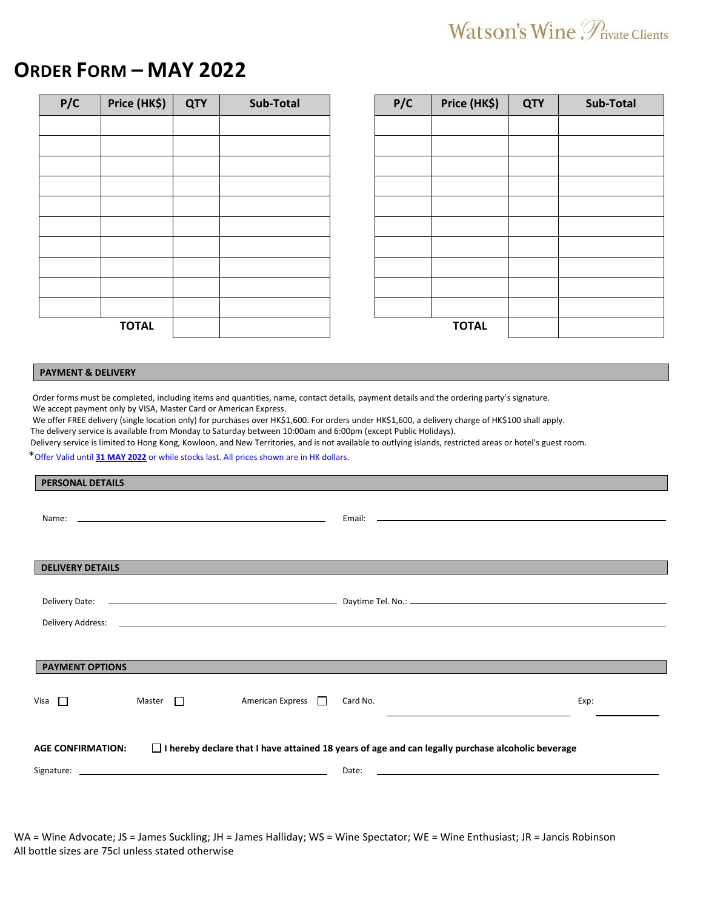Watson's Wine Private Clients

# ORDER FORM – MAY 2022

| P/C | Price (HK$) | QTY | Sub-Total |
|---|---|---|---|
| | | | |
| | | | |
| | | | |
| | | | |
| | | | |
| | | | |
| | | | |
| | | | |
| | | | |
| | | | |
| | TOTAL | | |

| P/C | Price (HK$) | QTY | Sub-Total |
|---|---|---|---|
| | | | |
| | | | |
| | | | |
| | | | |
| | | | |
| | | | |
| | | | |
| | | | |
| | | | |
| | | | |
| | TOTAL | | |

## PAYMENT & DELIVERY

Order forms must be completed, including items and quantities, name, contact details, payment details and the ordering party's signature.
We accept payment only by VISA, Master Card or American Express.
We offer FREE delivery (single location only) for purchases over HK$1,600. For orders under HK$1,600, a delivery charge of HK$100 shall apply.
The delivery service is available from Monday to Saturday between 10:00am and 6:00pm (except Public Holidays).
Delivery service is limited to Hong Kong, Kowloon, and New Territories, and is not available to outlying islands, restricted areas or hotel's guest room.
*Offer Valid until **31 MAY 2022** or while stocks last. All prices shown are in HK dollars.

## PERSONAL DETAILS

Name: ______________________ Email: ______________________

## DELIVERY DETAILS

Delivery Date: ______________________ Daytime Tel. No.: ______________________

Delivery Address: ______________________

## PAYMENT OPTIONS

Visa ☐ Master ☐ American Express ☐ Card No. ______________________ Exp: __________

**AGE CONFIRMATION:** ☐ **I hereby declare that I have attained 18 years of age and can legally purchase alcoholic beverage**

Signature: ______________________ Date: ______________________

WA = Wine Advocate; JS = James Suckling; JH = James Halliday; WS = Wine Spectator; WE = Wine Enthusiast; JR = Jancis Robinson
All bottle sizes are 75cl unless stated otherwise